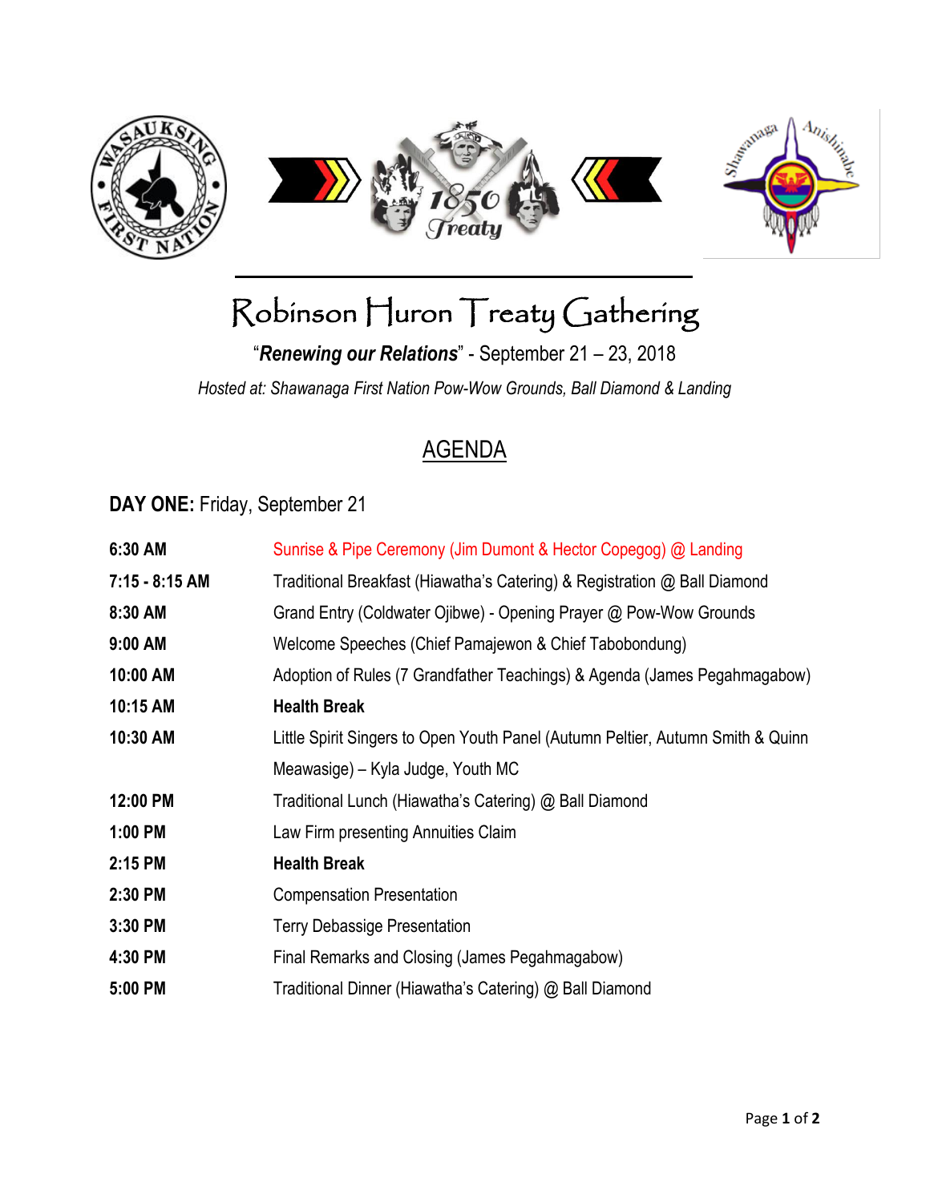# Robinson Huron Treaty Gathering

"***Renewing our Relations***" - September 21 – 23, 2018

*Hosted at: Shawanaga First Nation Pow-Wow Grounds, Ball Diamond & Landing*

## AGENDA

**DAY ONE:** Friday, September 21

| | |
|---|---|
| **6:30 AM** | Sunrise & Pipe Ceremony (Jim Dumont & Hector Copegog) @ Landing |
| **7:15 - 8:15 AM** | Traditional Breakfast (Hiawatha's Catering) & Registration @ Ball Diamond |
| **8:30 AM** | Grand Entry (Coldwater Ojibwe) - Opening Prayer @ Pow-Wow Grounds |
| **9:00 AM** | Welcome Speeches (Chief Pamajewon & Chief Tabobondung) |
| **10:00 AM** | Adoption of Rules (7 Grandfather Teachings) & Agenda (James Pegahmagabow) |
| **10:15 AM** | **Health Break** |
| **10:30 AM** | Little Spirit Singers to Open Youth Panel (Autumn Peltier, Autumn Smith & Quinn Meawasige) – Kyla Judge, Youth MC |
| **12:00 PM** | Traditional Lunch (Hiawatha's Catering) @ Ball Diamond |
| **1:00 PM** | Law Firm presenting Annuities Claim |
| **2:15 PM** | **Health Break** |
| **2:30 PM** | Compensation Presentation |
| **3:30 PM** | Terry Debassige Presentation |
| **4:30 PM** | Final Remarks and Closing (James Pegahmagabow) |
| **5:00 PM** | Traditional Dinner (Hiawatha's Catering) @ Ball Diamond |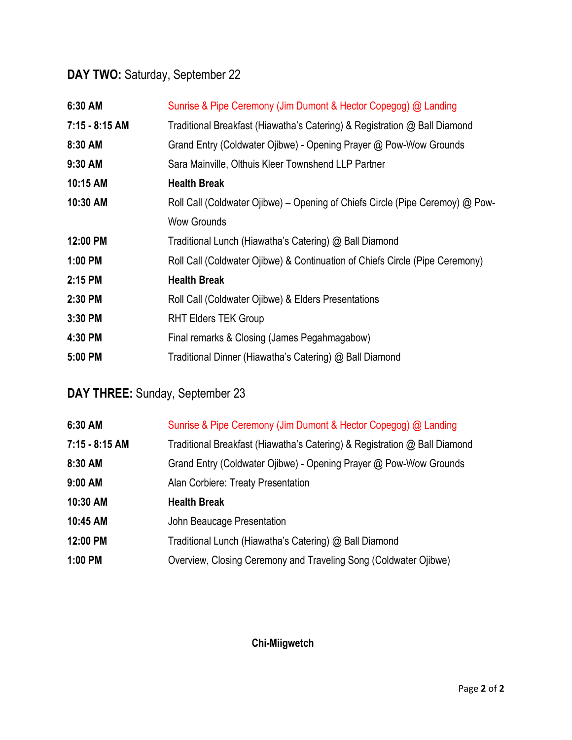## **DAY TWO:** Saturday, September 22

| | |
|---|---|
| **6:30 AM** | Sunrise & Pipe Ceremony (Jim Dumont & Hector Copegog) @ Landing |
| **7:15 - 8:15 AM** | Traditional Breakfast (Hiawatha's Catering) & Registration @ Ball Diamond |
| **8:30 AM** | Grand Entry (Coldwater Ojibwe) - Opening Prayer @ Pow-Wow Grounds |
| **9:30 AM** | Sara Mainville, Olthuis Kleer Townshend LLP Partner |
| **10:15 AM** | **Health Break** |
| **10:30 AM** | Roll Call (Coldwater Ojibwe) – Opening of Chiefs Circle (Pipe Ceremoy) @ Pow-Wow Grounds |
| **12:00 PM** | Traditional Lunch (Hiawatha's Catering) @ Ball Diamond |
| **1:00 PM** | Roll Call (Coldwater Ojibwe) & Continuation of Chiefs Circle (Pipe Ceremony) |
| **2:15 PM** | **Health Break** |
| **2:30 PM** | Roll Call (Coldwater Ojibwe) & Elders Presentations |
| **3:30 PM** | RHT Elders TEK Group |
| **4:30 PM** | Final remarks & Closing (James Pegahmagabow) |
| **5:00 PM** | Traditional Dinner (Hiawatha's Catering) @ Ball Diamond |

## **DAY THREE:** Sunday, September 23

| | |
|---|---|
| **6:30 AM** | Sunrise & Pipe Ceremony (Jim Dumont & Hector Copegog) @ Landing |
| **7:15 - 8:15 AM** | Traditional Breakfast (Hiawatha's Catering) & Registration @ Ball Diamond |
| **8:30 AM** | Grand Entry (Coldwater Ojibwe) - Opening Prayer @ Pow-Wow Grounds |
| **9:00 AM** | Alan Corbiere: Treaty Presentation |
| **10:30 AM** | **Health Break** |
| **10:45 AM** | John Beaucage Presentation |
| **12:00 PM** | Traditional Lunch (Hiawatha's Catering) @ Ball Diamond |
| **1:00 PM** | Overview, Closing Ceremony and Traveling Song (Coldwater Ojibwe) |

**Chi-Miigwetch**